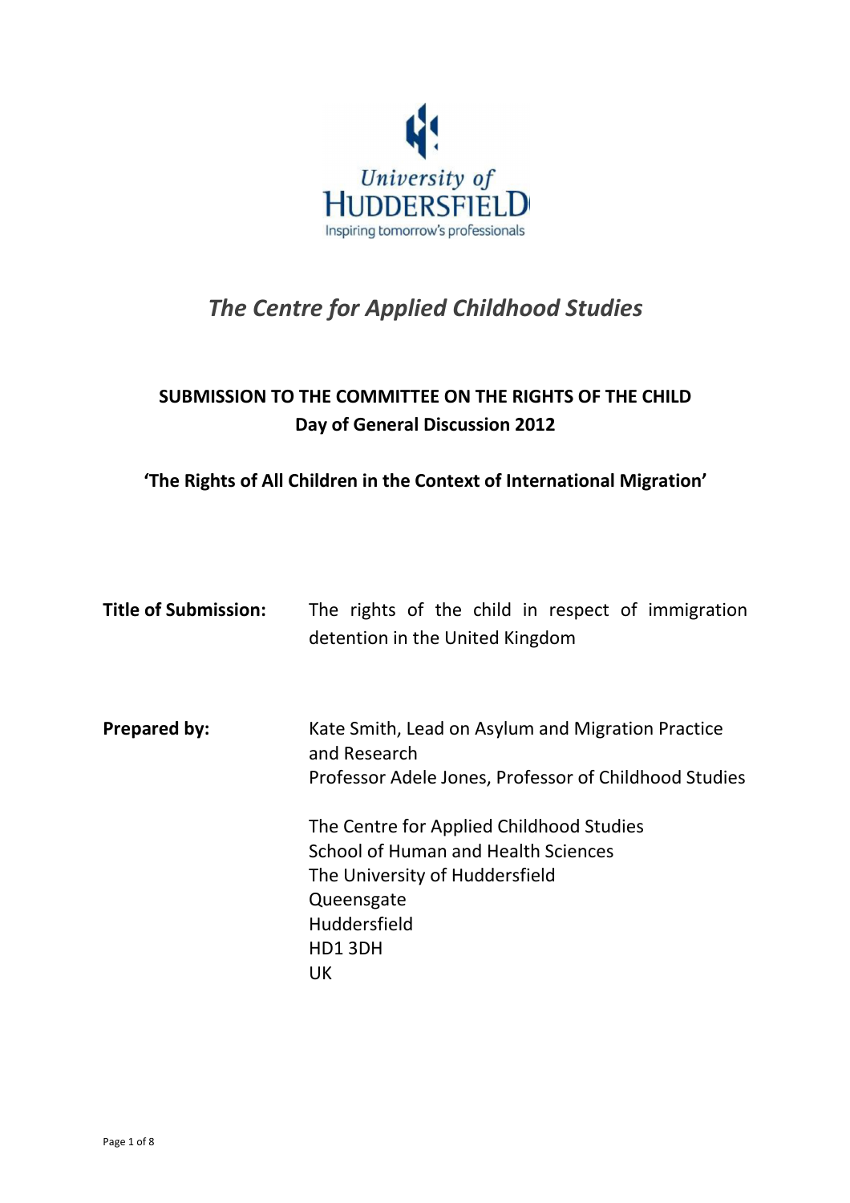University of Huddersfield
Inspiring tomorrow's professionals

# *The Centre for Applied Childhood Studies*

## SUBMISSION TO THE COMMITTEE ON THE RIGHTS OF THE CHILD
## Day of General Discussion 2012

### 'The Rights of All Children in the Context of International Migration'

| | |
|---|---|
| **Title of Submission:** | The rights of the child in respect of immigration detention in the United Kingdom |
| **Prepared by:** | Kate Smith, Lead on Asylum and Migration Practice and Research<br>Professor Adele Jones, Professor of Childhood Studies<br><br>The Centre for Applied Childhood Studies<br>School of Human and Health Sciences<br>The University of Huddersfield<br>Queensgate<br>Huddersfield<br>HD1 3DH<br>UK |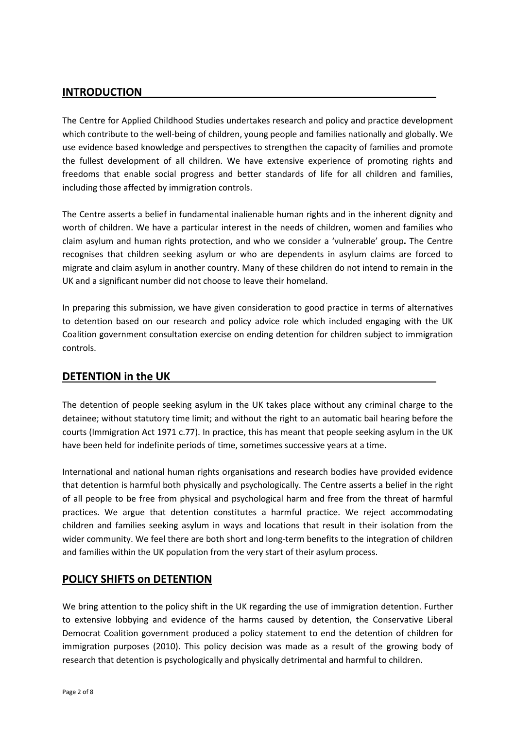## INTRODUCTION

The Centre for Applied Childhood Studies undertakes research and policy and practice development which contribute to the well-being of children, young people and families nationally and globally. We use evidence based knowledge and perspectives to strengthen the capacity of families and promote the fullest development of all children. We have extensive experience of promoting rights and freedoms that enable social progress and better standards of life for all children and families, including those affected by immigration controls.

The Centre asserts a belief in fundamental inalienable human rights and in the inherent dignity and worth of children. We have a particular interest in the needs of children, women and families who claim asylum and human rights protection, and who we consider a 'vulnerable' group**.** The Centre recognises that children seeking asylum or who are dependents in asylum claims are forced to migrate and claim asylum in another country. Many of these children do not intend to remain in the UK and a significant number did not choose to leave their homeland.

In preparing this submission, we have given consideration to good practice in terms of alternatives to detention based on our research and policy advice role which included engaging with the UK Coalition government consultation exercise on ending detention for children subject to immigration controls.

## DETENTION in the UK

The detention of people seeking asylum in the UK takes place without any criminal charge to the detainee; without statutory time limit; and without the right to an automatic bail hearing before the courts (Immigration Act 1971 c.77). In practice, this has meant that people seeking asylum in the UK have been held for indefinite periods of time, sometimes successive years at a time.

International and national human rights organisations and research bodies have provided evidence that detention is harmful both physically and psychologically. The Centre asserts a belief in the right of all people to be free from physical and psychological harm and free from the threat of harmful practices. We argue that detention constitutes a harmful practice. We reject accommodating children and families seeking asylum in ways and locations that result in their isolation from the wider community. We feel there are both short and long-term benefits to the integration of children and families within the UK population from the very start of their asylum process.

## POLICY SHIFTS on DETENTION

We bring attention to the policy shift in the UK regarding the use of immigration detention. Further to extensive lobbying and evidence of the harms caused by detention, the Conservative Liberal Democrat Coalition government produced a policy statement to end the detention of children for immigration purposes (2010). This policy decision was made as a result of the growing body of research that detention is psychologically and physically detrimental and harmful to children.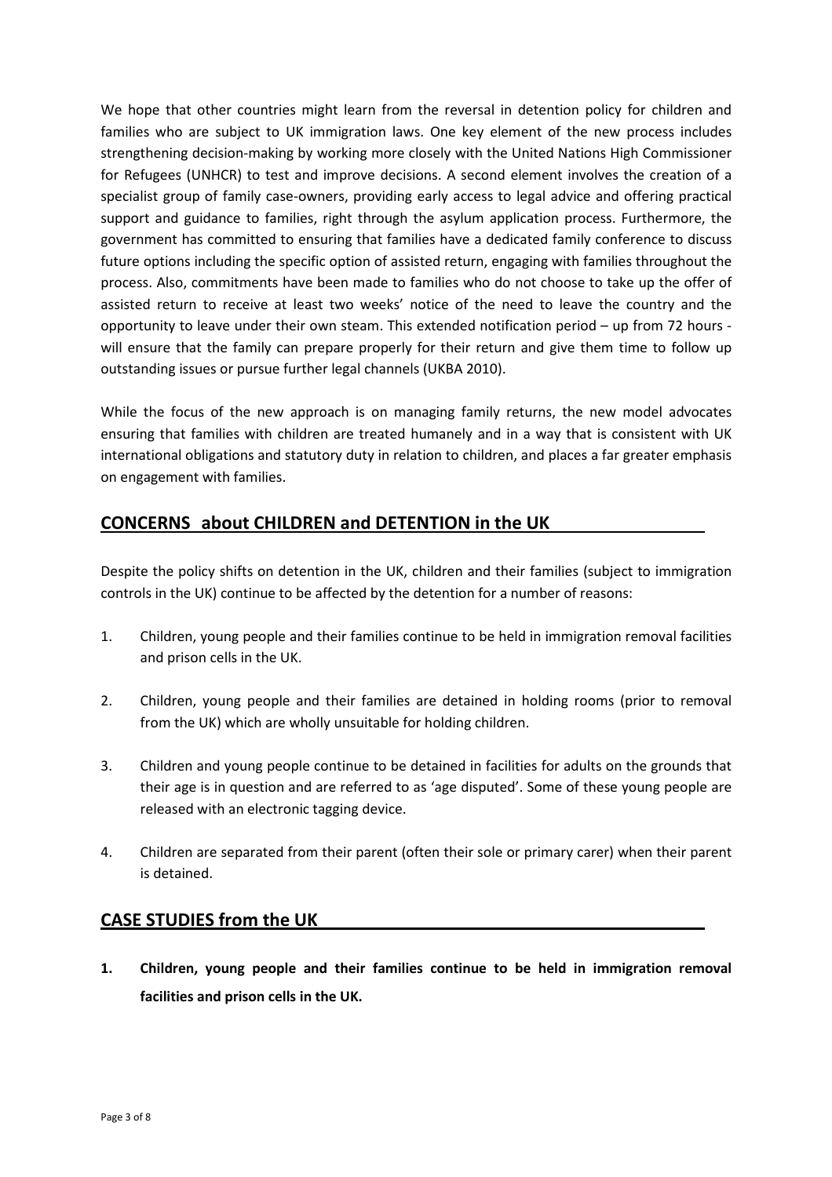We hope that other countries might learn from the reversal in detention policy for children and families who are subject to UK immigration laws. One key element of the new process includes strengthening decision-making by working more closely with the United Nations High Commissioner for Refugees (UNHCR) to test and improve decisions. A second element involves the creation of a specialist group of family case-owners, providing early access to legal advice and offering practical support and guidance to families, right through the asylum application process. Furthermore, the government has committed to ensuring that families have a dedicated family conference to discuss future options including the specific option of assisted return, engaging with families throughout the process. Also, commitments have been made to families who do not choose to take up the offer of assisted return to receive at least two weeks' notice of the need to leave the country and the opportunity to leave under their own steam. This extended notification period – up from 72 hours - will ensure that the family can prepare properly for their return and give them time to follow up outstanding issues or pursue further legal channels (UKBA 2010).

While the focus of the new approach is on managing family returns, the new model advocates ensuring that families with children are treated humanely and in a way that is consistent with UK international obligations and statutory duty in relation to children, and places a far greater emphasis on engagement with families.

## CONCERNS about CHILDREN and DETENTION in the UK

Despite the policy shifts on detention in the UK, children and their families (subject to immigration controls in the UK) continue to be affected by the detention for a number of reasons:

1. Children, young people and their families continue to be held in immigration removal facilities and prison cells in the UK.
2. Children, young people and their families are detained in holding rooms (prior to removal from the UK) which are wholly unsuitable for holding children.
3. Children and young people continue to be detained in facilities for adults on the grounds that their age is in question and are referred to as 'age disputed'. Some of these young people are released with an electronic tagging device.
4. Children are separated from their parent (often their sole or primary carer) when their parent is detained.

## CASE STUDIES from the UK

1. **Children, young people and their families continue to be held in immigration removal facilities and prison cells in the UK.**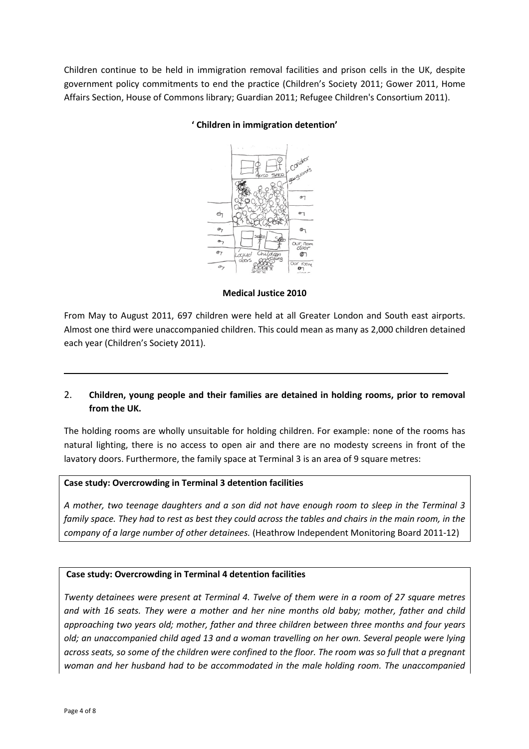Children continue to be held in immigration removal facilities and prison cells in the UK, despite government policy commitments to end the practice (Children's Society 2011; Gower 2011, Home Affairs Section, House of Commons library; Guardian 2011; Refugee Children's Consortium 2011).

**' Children in immigration detention'**

**Medical Justice 2010**

From May to August 2011, 697 children were held at all Greater London and South east airports. Almost one third were unaccompanied children. This could mean as many as 2,000 children detained each year (Children's Society 2011).

---

2. **Children, young people and their families are detained in holding rooms, prior to removal from the UK.**

The holding rooms are wholly unsuitable for holding children. For example: none of the rooms has natural lighting, there is no access to open air and there are no modesty screens in front of the lavatory doors. Furthermore, the family space at Terminal 3 is an area of 9 square metres:

**Case study: Overcrowding in Terminal 3 detention facilities**

*A mother, two teenage daughters and a son did not have enough room to sleep in the Terminal 3 family space. They had to rest as best they could across the tables and chairs in the main room, in the company of a large number of other detainees.* (Heathrow Independent Monitoring Board 2011-12)

**Case study: Overcrowding in Terminal 4 detention facilities**

*Twenty detainees were present at Terminal 4. Twelve of them were in a room of 27 square metres and with 16 seats. They were a mother and her nine months old baby; mother, father and child approaching two years old; mother, father and three children between three months and four years old; an unaccompanied child aged 13 and a woman travelling on her own. Several people were lying across seats, so some of the children were confined to the floor. The room was so full that a pregnant woman and her husband had to be accommodated in the male holding room. The unaccompanied*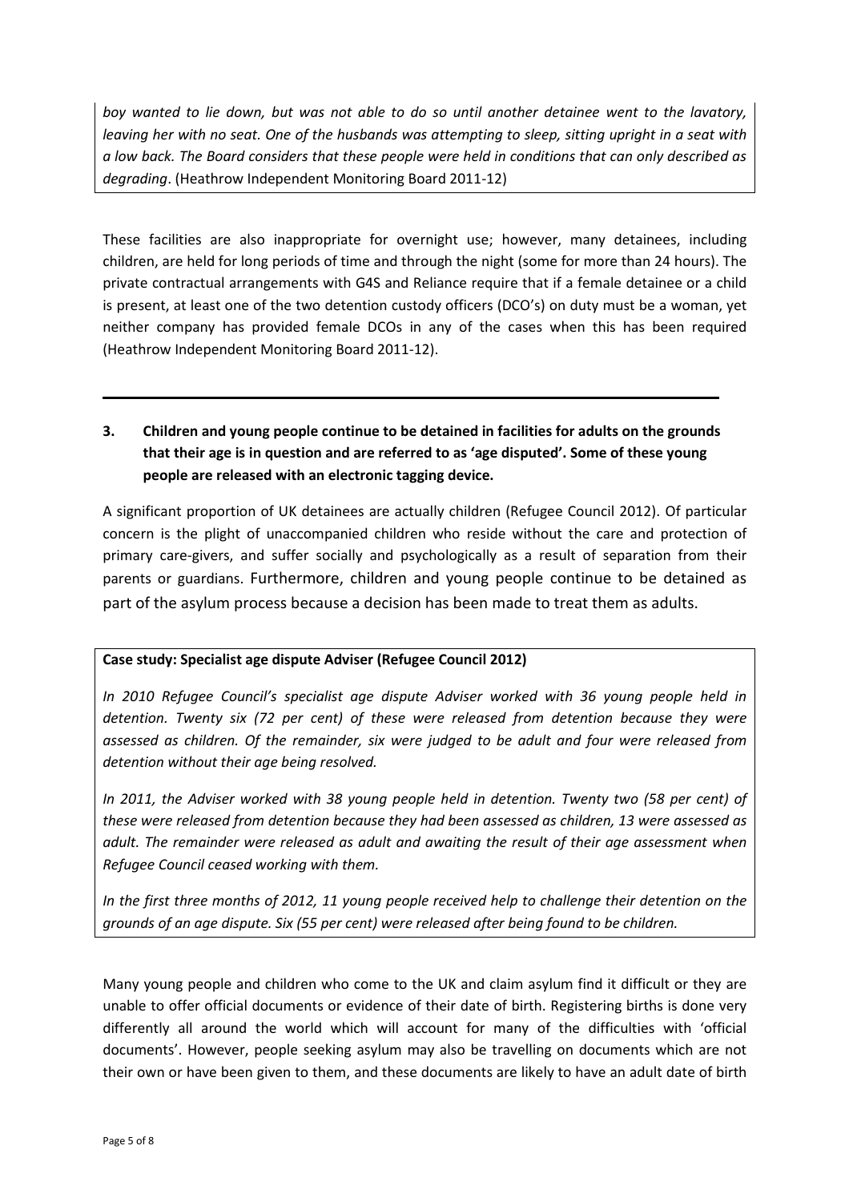*boy wanted to lie down, but was not able to do so until another detainee went to the lavatory, leaving her with no seat. One of the husbands was attempting to sleep, sitting upright in a seat with a low back. The Board considers that these people were held in conditions that can only described as degrading*. (Heathrow Independent Monitoring Board 2011-12)

These facilities are also inappropriate for overnight use; however, many detainees, including children, are held for long periods of time and through the night (some for more than 24 hours). The private contractual arrangements with G4S and Reliance require that if a female detainee or a child is present, at least one of the two detention custody officers (DCO's) on duty must be a woman, yet neither company has provided female DCOs in any of the cases when this has been required (Heathrow Independent Monitoring Board 2011-12).

---

**3. Children and young people continue to be detained in facilities for adults on the grounds that their age is in question and are referred to as 'age disputed'. Some of these young people are released with an electronic tagging device.**

A significant proportion of UK detainees are actually children (Refugee Council 2012). Of particular concern is the plight of unaccompanied children who reside without the care and protection of primary care-givers, and suffer socially and psychologically as a result of separation from their parents or guardians. Furthermore, children and young people continue to be detained as part of the asylum process because a decision has been made to treat them as adults.

**Case study: Specialist age dispute Adviser (Refugee Council 2012)**

*In 2010 Refugee Council's specialist age dispute Adviser worked with 36 young people held in detention. Twenty six (72 per cent) of these were released from detention because they were assessed as children. Of the remainder, six were judged to be adult and four were released from detention without their age being resolved.*

*In 2011, the Adviser worked with 38 young people held in detention. Twenty two (58 per cent) of these were released from detention because they had been assessed as children, 13 were assessed as adult. The remainder were released as adult and awaiting the result of their age assessment when Refugee Council ceased working with them.*

*In the first three months of 2012, 11 young people received help to challenge their detention on the grounds of an age dispute. Six (55 per cent) were released after being found to be children.*

Many young people and children who come to the UK and claim asylum find it difficult or they are unable to offer official documents or evidence of their date of birth. Registering births is done very differently all around the world which will account for many of the difficulties with 'official documents'. However, people seeking asylum may also be travelling on documents which are not their own or have been given to them, and these documents are likely to have an adult date of birth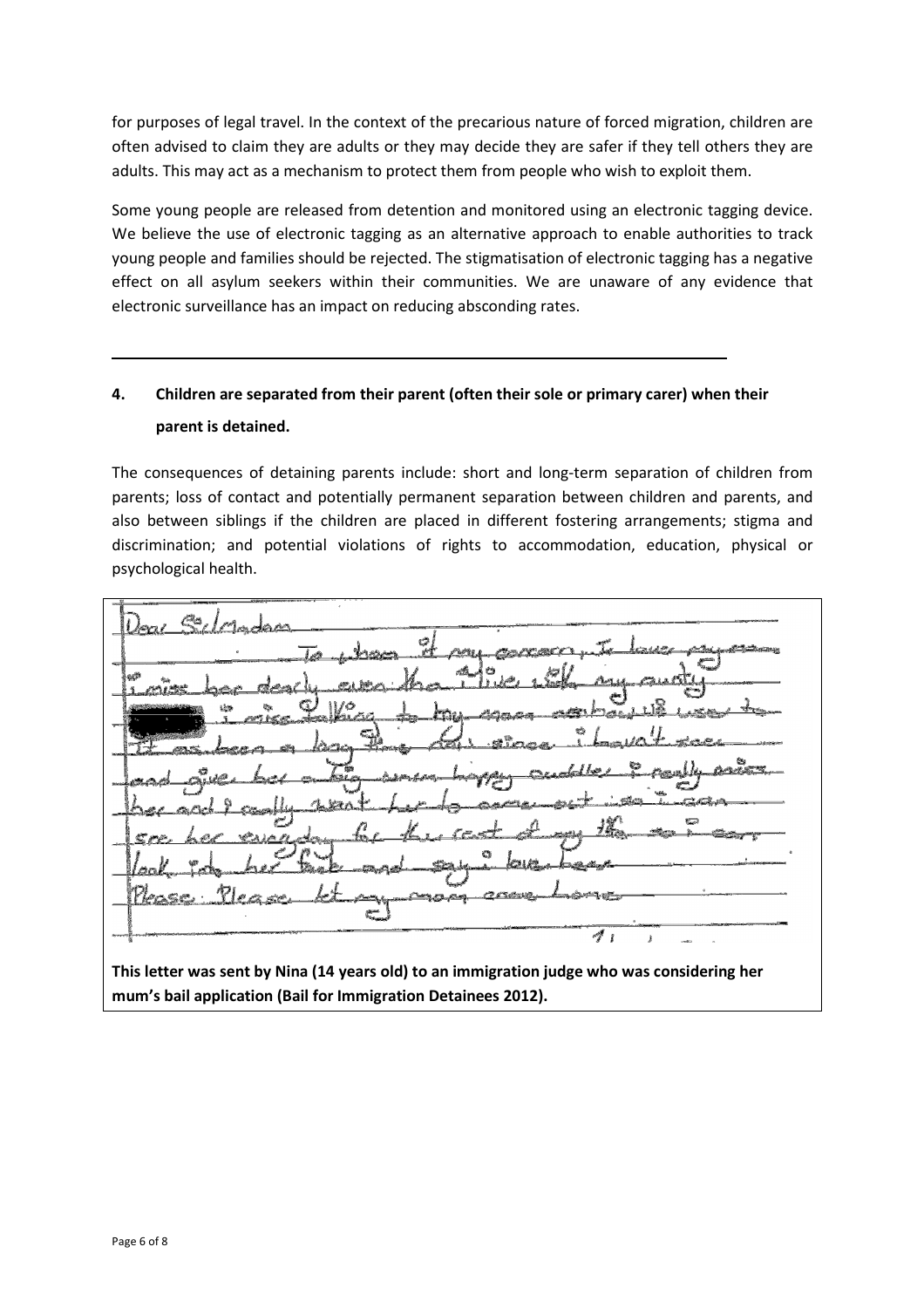for purposes of legal travel. In the context of the precarious nature of forced migration, children are often advised to claim they are adults or they may decide they are safer if they tell others they are adults. This may act as a mechanism to protect them from people who wish to exploit them.

Some young people are released from detention and monitored using an electronic tagging device. We believe the use of electronic tagging as an alternative approach to enable authorities to track young people and families should be rejected. The stigmatisation of electronic tagging has a negative effect on all asylum seekers within their communities. We are unaware of any evidence that electronic surveillance has an impact on reducing absconding rates.

---

## 4. Children are separated from their parent (often their sole or primary carer) when their parent is detained.

The consequences of detaining parents include: short and long-term separation of children from parents; loss of contact and potentially permanent separation between children and parents, and also between siblings if the children are placed in different fostering arrangements; stigma and discrimination; and potential violations of rights to accommodation, education, physical or psychological health.

> Dear Sir/Madam
> To whom it may concern, I love my mum
> I miss her dearly even tho I live with my aunty
> [redacted] I miss talking to my mum because we used to
> It as been a long time dear since I haven't seen
> and give her a big warm happy cuddle I really miss
> her and I really want her to come out so I can
> see her everyday for the rest of my life so I can
> look into her face and say I love her
> Please Please let my mum come home

**This letter was sent by Nina (14 years old) to an immigration judge who was considering her mum's bail application (Bail for Immigration Detainees 2012).**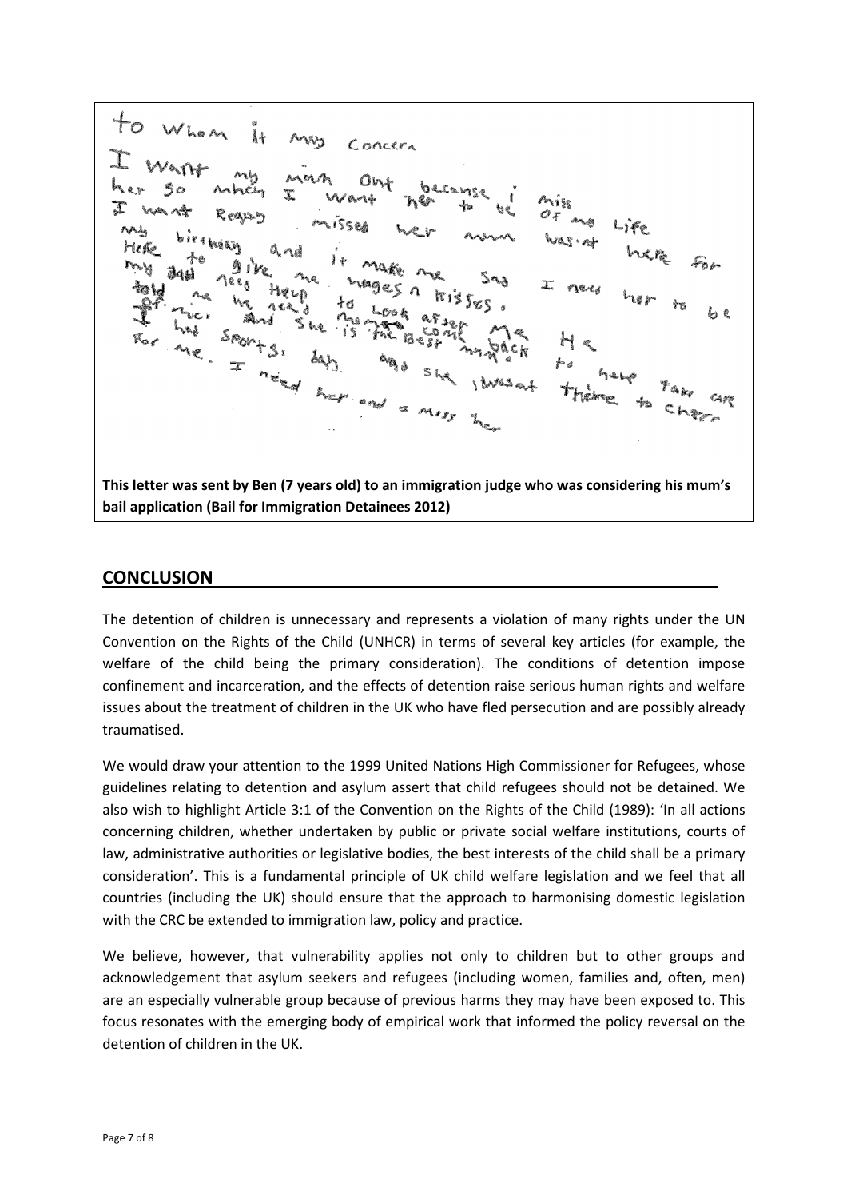to Whom it may Concern
I Want my mum Out because i miss
her so much I Want her to be of my Life
I want Really . missed her mum was'nt here for
My birthday and it make me Sad I need her to be
Here to give me hages n kisses.
my dad keep Help to Look after me
told me he need to Look after me
of ... And She is the Best mum come back He
I had Sports day and she wasnt there to help take care
For me. I need her and I miss her to cheer

**This letter was sent by Ben (7 years old) to an immigration judge who was considering his mum's bail application (Bail for Immigration Detainees 2012)**

## CONCLUSION

The detention of children is unnecessary and represents a violation of many rights under the UN Convention on the Rights of the Child (UNHCR) in terms of several key articles (for example, the welfare of the child being the primary consideration). The conditions of detention impose confinement and incarceration, and the effects of detention raise serious human rights and welfare issues about the treatment of children in the UK who have fled persecution and are possibly already traumatised.

We would draw your attention to the 1999 United Nations High Commissioner for Refugees, whose guidelines relating to detention and asylum assert that child refugees should not be detained. We also wish to highlight Article 3:1 of the Convention on the Rights of the Child (1989): 'In all actions concerning children, whether undertaken by public or private social welfare institutions, courts of law, administrative authorities or legislative bodies, the best interests of the child shall be a primary consideration'. This is a fundamental principle of UK child welfare legislation and we feel that all countries (including the UK) should ensure that the approach to harmonising domestic legislation with the CRC be extended to immigration law, policy and practice.

We believe, however, that vulnerability applies not only to children but to other groups and acknowledgement that asylum seekers and refugees (including women, families and, often, men) are an especially vulnerable group because of previous harms they may have been exposed to. This focus resonates with the emerging body of empirical work that informed the policy reversal on the detention of children in the UK.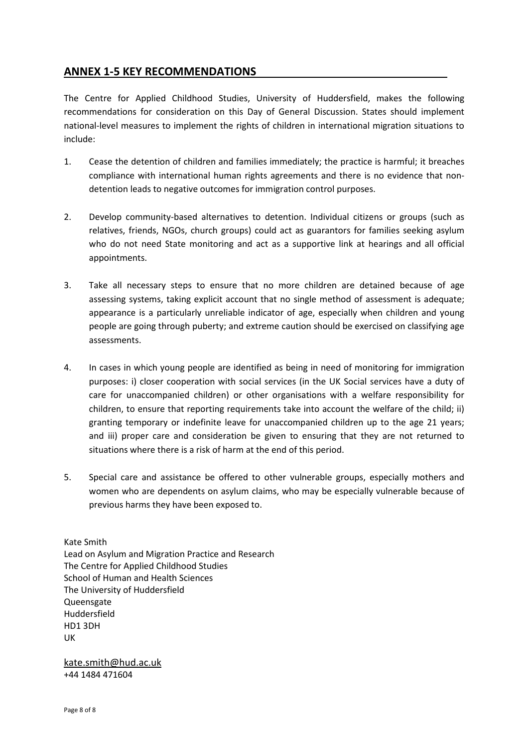## ANNEX 1-5 KEY RECOMMENDATIONS

The Centre for Applied Childhood Studies, University of Huddersfield, makes the following recommendations for consideration on this Day of General Discussion. States should implement national-level measures to implement the rights of children in international migration situations to include:

1. Cease the detention of children and families immediately; the practice is harmful; it breaches compliance with international human rights agreements and there is no evidence that non-detention leads to negative outcomes for immigration control purposes.

2. Develop community-based alternatives to detention. Individual citizens or groups (such as relatives, friends, NGOs, church groups) could act as guarantors for families seeking asylum who do not need State monitoring and act as a supportive link at hearings and all official appointments.

3. Take all necessary steps to ensure that no more children are detained because of age assessing systems, taking explicit account that no single method of assessment is adequate; appearance is a particularly unreliable indicator of age, especially when children and young people are going through puberty; and extreme caution should be exercised on classifying age assessments.

4. In cases in which young people are identified as being in need of monitoring for immigration purposes: i) closer cooperation with social services (in the UK Social services have a duty of care for unaccompanied children) or other organisations with a welfare responsibility for children, to ensure that reporting requirements take into account the welfare of the child; ii) granting temporary or indefinite leave for unaccompanied children up to the age 21 years; and iii) proper care and consideration be given to ensuring that they are not returned to situations where there is a risk of harm at the end of this period.

5. Special care and assistance be offered to other vulnerable groups, especially mothers and women who are dependents on asylum claims, who may be especially vulnerable because of previous harms they have been exposed to.

Kate Smith
Lead on Asylum and Migration Practice and Research
The Centre for Applied Childhood Studies
School of Human and Health Sciences
The University of Huddersfield
Queensgate
Huddersfield
HD1 3DH
UK

kate.smith@hud.ac.uk
+44 1484 471604